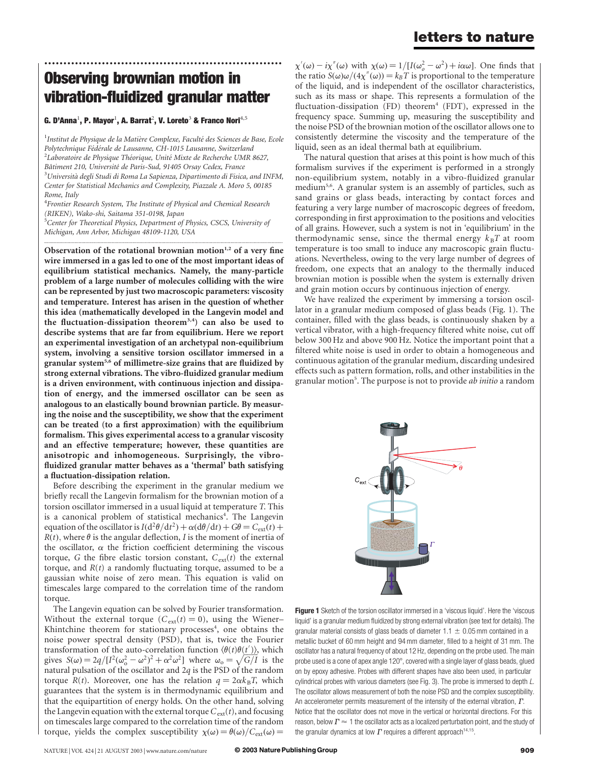# Observing brownian motion in vibration-fluidized granular matter

**G. D'Anna[1], P. Mayor[1], A. Barrat[2], V. Loreto[3] & Franco Nori[4,5]**

[1] *Institut de Physique de la Matière Complexe, Faculté des Sciences de Base, Ecole Polytechnique Fédérale de Lausanne, CH-1015 Lausanne, Switzerland*
[2] *Laboratoire de Physique Théorique, Unité Mixte de Recherche UMR 8627, Bâtiment 210, Université de Paris-Sud, 91405 Orsay Cedex, France*
[3] *Università degli Studi di Roma La Sapienza, Dipartimento di Fisica, and INFM, Center for Statistical Mechanics and Complexity, Piazzale A. Moro 5, 00185 Rome, Italy*
[4] *Frontier Research System, The Institute of Physical and Chemical Research (RIKEN), Wako-shi, Saitama 351-0198, Japan*
[5] *Center for Theoretical Physics, Department of Physics, CSCS, University of Michigan, Ann Arbor, Michigan 48109-1120, USA*

**Observation of the rotational brownian motion[1,2] of a very fine wire immersed in a gas led to one of the most important ideas of equilibrium statistical mechanics. Namely, the many-particle problem of a large number of molecules colliding with the wire can be represented by just two macroscopic parameters: viscosity and temperature. Interest has arisen in the question of whether this idea (mathematically developed in the Langevin model and the fluctuation-dissipation theorem[3,4]) can also be used to describe systems that are far from equilibrium. Here we report an experimental investigation of an archetypal non-equilibrium system, involving a sensitive torsion oscillator immersed in a granular system[5,6] of millimetre-size grains that are fluidized by strong external vibrations. The vibro-fluidized granular medium is a driven environment, with continuous injection and dissipation of energy, and the immersed oscillator can be seen as analogous to an elastically bound brownian particle. By measuring the noise and the susceptibility, we show that the experiment can be treated (to a first approximation) with the equilibrium formalism. This gives experimental access to a granular viscosity and an effective temperature; however, these quantities are anisotropic and inhomogeneous. Surprisingly, the vibro-fluidized granular matter behaves as a 'thermal' bath satisfying a fluctuation-dissipation relation.**

Before describing the experiment in the granular medium we briefly recall the Langevin formalism for the brownian motion of a torsion oscillator immersed in a usual liquid at temperature $T$. This is a canonical problem of statistical mechanics[4]. The Langevin equation of the oscillator is $I(\mathrm{d}^2\theta/\mathrm{d}t^2) + \alpha(\mathrm{d}\theta/\mathrm{d}t) + G\theta = C_{\mathrm{ext}}(t) + R(t)$, where $\theta$ is the angular deflection, $I$ is the moment of inertia of the oscillator, $\alpha$ the friction coefficient determining the viscous torque, $G$ the fibre elastic torsion constant, $C_{\mathrm{ext}}(t)$ the external torque, and $R(t)$ a randomly fluctuating torque, assumed to be a gaussian white noise of zero mean. This equation is valid on timescales large compared to the correlation time of the random torque.

The Langevin equation can be solved by Fourier transformation. Without the external torque ($C_{\mathrm{ext}}(t) = 0$), using the Wiener–Khintchine theorem for stationary processes[4], one obtains the noise power spectral density (PSD), that is, twice the Fourier transformation of the auto-correlation function $\langle\theta(t)\theta(t')\rangle$, which gives $S(\omega) = 2q/[I^2(\omega_o^2 - \omega^2)^2 + \alpha^2\omega^2]$ where $\omega_o = \sqrt{G/I}$ is the natural pulsation of the oscillator and $2q$ is the PSD of the random torque $R(t)$. Moreover, one has the relation $q = 2\alpha k_B T$, which guarantees that the system is in thermodynamic equilibrium and that the equipartition of energy holds. On the other hand, solving the Langevin equation with the external torque $C_{\mathrm{ext}}(t)$, and focusing on timescales large compared to the correlation time of the random torque, yields the complex susceptibility $\chi(\omega) = \theta(\omega)/C_{\mathrm{ext}}(\omega) = \chi'(\omega) - i\chi''(\omega)$ with $\chi(\omega) = 1/[I(\omega_o^2 - \omega^2) + i\alpha\omega]$. One finds that the ratio $S(\omega)\omega/(4\chi''(\omega)) = k_B T$ is proportional to the temperature of the liquid, and is independent of the oscillator characteristics, such as its mass or shape. This represents a formulation of the fluctuation-dissipation (FD) theorem[4] (FDT), expressed in the frequency space. Summing up, measuring the susceptibility and the noise PSD of the brownian motion of the oscillator allows one to consistently determine the viscosity and the temperature of the liquid, seen as an ideal thermal bath at equilibrium.

The natural question that arises at this point is how much of this formalism survives if the experiment is performed in a strongly non-equilibrium system, notably in a vibro-fluidized granular medium[5,6]. A granular system is an assembly of particles, such as sand grains or glass beads, interacting by contact forces and featuring a very large number of macroscopic degrees of freedom, corresponding in first approximation to the positions and velocities of all grains. However, such a system is not in 'equilibrium' in the thermodynamic sense, since the thermal energy $k_B T$ at room temperature is too small to induce any macroscopic grain fluctuations. Nevertheless, owing to the very large number of degrees of freedom, one expects that an analogy to the thermally induced brownian motion is possible when the system is externally driven and grain motion occurs by continuous injection of energy.

We have realized the experiment by immersing a torsion oscillator in a granular medium composed of glass beads (Fig. 1). The container, filled with the glass beads, is continuously shaken by a vertical vibrator, with a high-frequency filtered white noise, cut off below 300 Hz and above 900 Hz. Notice the important point that a filtered white noise is used in order to obtain a homogeneous and continuous agitation of the granular medium, discarding undesired effects such as pattern formation, rolls, and other instabilities in the granular motion[5]. The purpose is not to provide *ab initio* a random

**Figure 1** Sketch of the torsion oscillator immersed in a 'viscous liquid'. Here the 'viscous liquid' is a granular medium fluidized by strong external vibration (see text for details). The granular material consists of glass beads of diameter 1.1 ± 0.05 mm contained in a metallic bucket of 60 mm height and 94 mm diameter, filled to a height of 31 mm. The oscillator has a natural frequency of about 12 Hz, depending on the probe used. The main probe used is a cone of apex angle 120°, covered with a single layer of glass beads, glued on by epoxy adhesive. Probes with different shapes have also been used, in particular cylindrical probes with various diameters (see Fig. 3). The probe is immersed to depth $L$. The oscillator allows measurement of both the noise PSD and the complex susceptibility. An accelerometer permits measurement of the intensity of the external vibration, $\Gamma$. Notice that the oscillator does not move in the vertical or horizontal directions. For this reason, below $\Gamma \approx 1$ the oscillator acts as a localized perturbation point, and the study of the granular dynamics at low $\Gamma$ requires a different approach[14,15].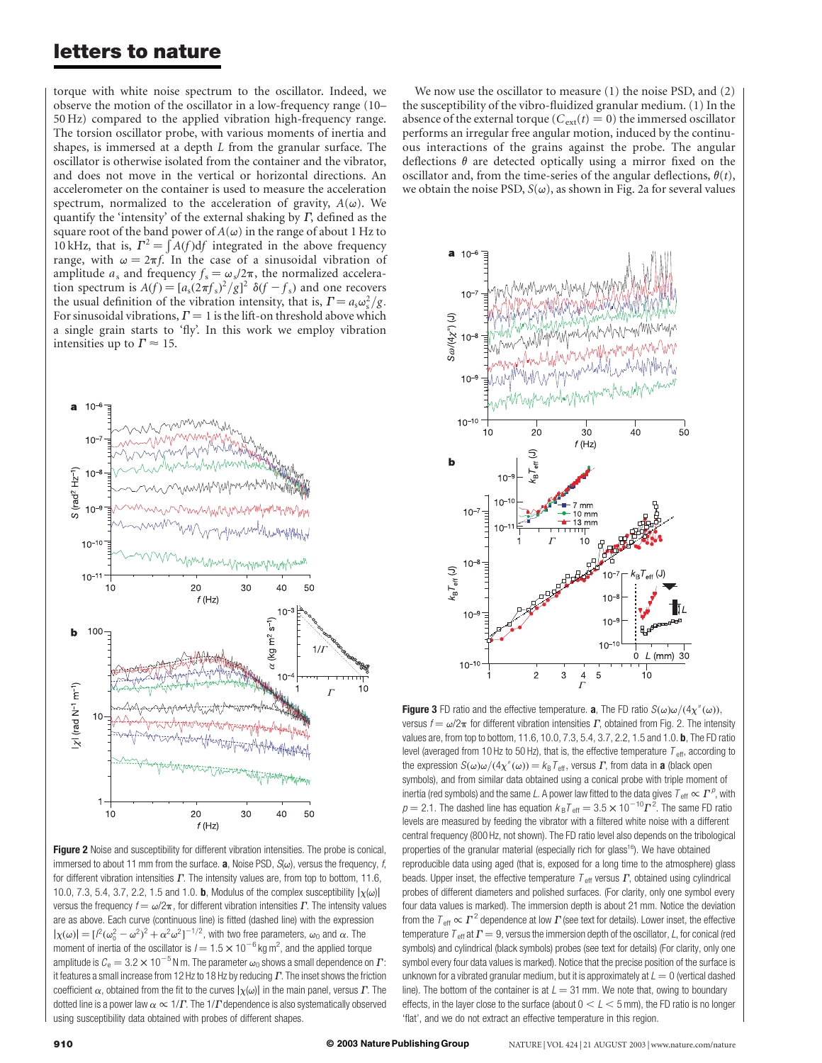torque with white noise spectrum to the oscillator. Indeed, we observe the motion of the oscillator in a low-frequency range (10–50 Hz) compared to the applied vibration high-frequency range. The torsion oscillator probe, with various moments of inertia and shapes, is immersed at a depth $L$ from the granular surface. The oscillator is otherwise isolated from the container and the vibrator, and does not move in the vertical or horizontal directions. An accelerometer on the container is used to measure the acceleration spectrum, normalized to the acceleration of gravity, $A(\omega)$. We quantify the 'intensity' of the external shaking by $\Gamma$, defined as the square root of the band power of $A(\omega)$ in the range of about 1 Hz to 10 kHz, that is, $\Gamma^2 = \int A(f)df$ integrated in the above frequency range, with $\omega = 2\pi f$. In the case of a sinusoidal vibration of amplitude $a_s$ and frequency $f_s = \omega_s/2\pi$, the normalized acceleration spectrum is $A(f) = [a_s(2\pi f_s)^2/g]^2\ \delta(f - f_s)$ and one recovers the usual definition of the vibration intensity, that is, $\Gamma = a_s\omega_s^2/g$. For sinusoidal vibrations, $\Gamma = 1$ is the lift-on threshold above which a single grain starts to 'fly'. In this work we employ vibration intensities up to $\Gamma \approx 15$.

**Figure 2** Noise and susceptibility for different vibration intensities. The probe is conical, immersed to about 11 mm from the surface. **a**, Noise PSD, $S(\omega)$, versus the frequency, $f$, for different vibration intensities $\Gamma$. The intensity values are, from top to bottom, 11.6, 10.0, 7.3, 5.4, 3.7, 2.2, 1.5 and 1.0. **b**, Modulus of the complex susceptibility $|\chi(\omega)|$ versus the frequency $f = \omega/2\pi$, for different vibration intensities $\Gamma$. The intensity values are as above. Each curve (continuous line) is fitted (dashed line) with the expression $|\chi(\omega)| = [I^2(\omega_0^2 - \omega^2)^2 + \alpha^2\omega^2]^{-1/2}$, with two free parameters, $\omega_0$ and $\alpha$. The moment of inertia of the oscillator is $I = 1.5 \times 10^{-6}$ kg m$^2$, and the applied torque amplitude is $C_0 = 3.2 \times 10^{-5}$ N m. The parameter $\omega_0$ shows a small dependence on $\Gamma$: it features a small increase from 12 Hz to 18 Hz by reducing $\Gamma$. The inset shows the friction coefficient $\alpha$, obtained from the fit to the curves $|\chi(\omega)|$ in the main panel, versus $\Gamma$. The dotted line is a power law $\alpha \propto 1/\Gamma$. The $1/\Gamma$ dependence is also systematically observed using susceptibility data obtained with probes of different shapes.

We now use the oscillator to measure (1) the noise PSD, and (2) the susceptibility of the vibro-fluidized granular medium. (1) In the absence of the external torque ($C_{ext}(t) = 0$) the immersed oscillator performs an irregular free angular motion, induced by the continuous interactions of the grains against the probe. The angular deflections $\theta$ are detected optically using a mirror fixed on the oscillator and, from the time-series of the angular deflections, $\theta(t)$, we obtain the noise PSD, $S(\omega)$, as shown in Fig. 2a for several values

**Figure 3** FD ratio and the effective temperature. **a**, The FD ratio $S(\omega)\omega/(4\chi''(\omega))$, versus $f = \omega/2\pi$ for different vibration intensities $\Gamma$, obtained from Fig. 2. The intensity values are, from top to bottom, 11.6, 10.0, 7.3, 5.4, 3.7, 2.2, 1.5 and 1.0. **b**, The FD ratio level (averaged from 10 Hz to 50 Hz), that is, the effective temperature $T_{eff}$, according to the expression $S(\omega)\omega/(4\chi''(\omega)) = k_B T_{eff}$, versus $\Gamma$, from data in **a** (black open symbols), and from similar data obtained using a conical probe with triple moment of inertia (red symbols) and the same $L$. A power law fitted to the data gives $T_{eff} \propto \Gamma^p$, with $p = 2.1$. The dashed line has equation $k_B T_{eff} = 3.5 \times 10^{-10}\Gamma^2$. The same FD ratio levels are measured by feeding the vibrator with a filtered white noise with a different central frequency (800 Hz, not shown). The FD ratio level also depends on the tribological properties of the granular material (especially rich for glass[16]). We have obtained reproducible data using aged (that is, exposed for a long time to the atmosphere) glass beads. Upper inset, the effective temperature $T_{eff}$ versus $\Gamma$, obtained using cylindrical probes of different diameters and polished surfaces. (For clarity, only one symbol every four data values is marked). The immersion depth is about 21 mm. Notice the deviation from the $T_{eff} \propto \Gamma^2$ dependence at low $\Gamma$ (see text for details). Lower inset, the effective temperature $T_{eff}$ at $\Gamma = 9$, versus the immersion depth of the oscillator, $L$, for conical (red symbols) and cylindrical (black symbols) probes (see text for details) (For clarity, only one symbol every four data values is marked). Notice that the precise position of the surface is unknown for a vibrated granular medium, but it is approximately at $L = 0$ (vertical dashed line). The bottom of the container is at $L = 31$ mm. We note that, owing to boundary effects, in the layer close to the surface (about $0 < L < 5$ mm), the FD ratio is no longer 'flat', and we do not extract an effective temperature in this region.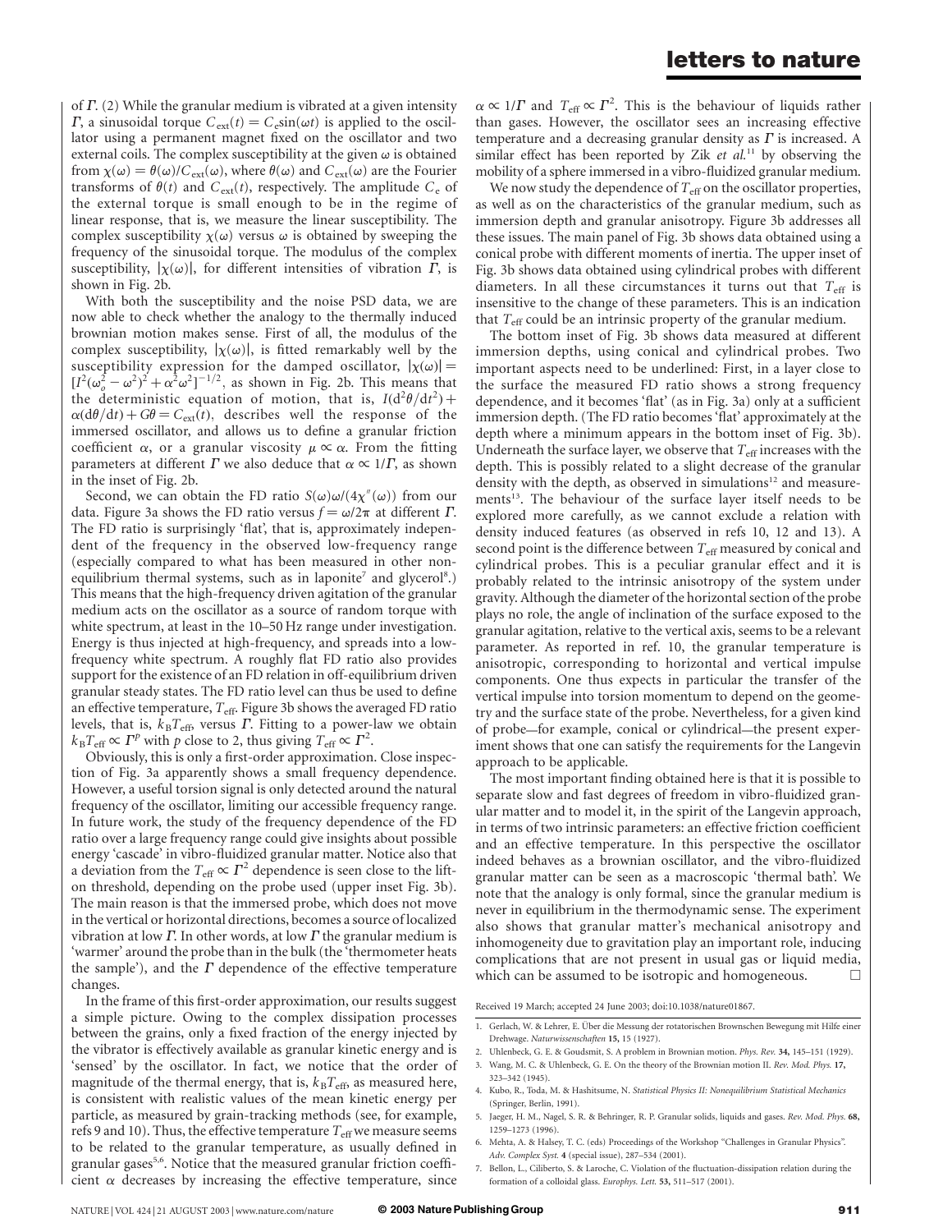of $\Gamma$. (2) While the granular medium is vibrated at a given intensity $\Gamma$, a sinusoidal torque $C_{\rm ext}(t) = C_{\rm e}\sin(\omega t)$ is applied to the oscillator using a permanent magnet fixed on the oscillator and two external coils. The complex susceptibility at the given $\omega$ is obtained from $\chi(\omega) = \theta(\omega)/C_{\rm ext}(\omega)$, where $\theta(\omega)$ and $C_{\rm ext}(\omega)$ are the Fourier transforms of $\theta(t)$ and $C_{\rm ext}(t)$, respectively. The amplitude $C_{\rm e}$ of the external torque is small enough to be in the regime of linear response, that is, we measure the linear susceptibility. The complex susceptibility $\chi(\omega)$ versus $\omega$ is obtained by sweeping the frequency of the sinusoidal torque. The modulus of the complex susceptibility, $|\chi(\omega)|$, for different intensities of vibration $\Gamma$, is shown in Fig. 2b.

With both the susceptibility and the noise PSD data, we are now able to check whether the analogy to the thermally induced brownian motion makes sense. First of all, the modulus of the complex susceptibility, $|\chi(\omega)|$, is fitted remarkably well by the susceptibility expression for the damped oscillator, $|\chi(\omega)| = [I^2(\omega_o^2 - \omega^2)^2 + \alpha^2\omega^2]^{-1/2}$, as shown in Fig. 2b. This means that the deterministic equation of motion, that is, $I(d^2\theta/dt^2) + \alpha(d\theta/dt) + G\theta = C_{\rm ext}(t)$, describes well the response of the immersed oscillator, and allows us to define a granular friction coefficient $\alpha$, or a granular viscosity $\mu \propto \alpha$. From the fitting parameters at different $\Gamma$ we also deduce that $\alpha \propto 1/\Gamma$, as shown in the inset of Fig. 2b.

Second, we can obtain the FD ratio $S(\omega)\omega/(4\chi''(\omega))$ from our data. Figure 3a shows the FD ratio versus $f = \omega/2\pi$ at different $\Gamma$. The FD ratio is surprisingly 'flat', that is, approximately independent of the frequency in the observed low-frequency range (especially compared to what has been measured in other non-equilibrium thermal systems, such as in laponite[7] and glycerol[8].) This means that the high-frequency driven agitation of the granular medium acts on the oscillator as a source of random torque with white spectrum, at least in the 10–50 Hz range under investigation. Energy is thus injected at high-frequency, and spreads into a low-frequency white spectrum. A roughly flat FD ratio also provides support for the existence of an FD relation in off-equilibrium driven granular steady states. The FD ratio level can thus be used to define an effective temperature, $T_{\rm eff}$. Figure 3b shows the averaged FD ratio levels, that is, $k_{\rm B}T_{\rm eff}$, versus $\Gamma$. Fitting to a power-law we obtain $k_{\rm B}T_{\rm eff} \propto \Gamma^p$ with $p$ close to 2, thus giving $T_{\rm eff} \propto \Gamma^2$.

Obviously, this is only a first-order approximation. Close inspection of Fig. 3a apparently shows a small frequency dependence. However, a useful torsion signal is only detected around the natural frequency of the oscillator, limiting our accessible frequency range. In future work, the study of the frequency dependence of the FD ratio over a large frequency range could give insights about possible energy 'cascade' in vibro-fluidized granular matter. Notice also that a deviation from the $T_{\rm eff} \propto \Gamma^2$ dependence is seen close to the lift-on threshold, depending on the probe used (upper inset Fig. 3b). The main reason is that the immersed probe, which does not move in the vertical or horizontal directions, becomes a source of localized vibration at low $\Gamma$. In other words, at low $\Gamma$ the granular medium is 'warmer' around the probe than in the bulk (the 'thermometer heats the sample'), and the $\Gamma$ dependence of the effective temperature changes.

In the frame of this first-order approximation, our results suggest a simple picture. Owing to the complex dissipation processes between the grains, only a fixed fraction of the energy injected by the vibrator is effectively available as granular kinetic energy and is 'sensed' by the oscillator. In fact, we notice that the order of magnitude of the thermal energy, that is, $k_{\rm B}T_{\rm eff}$, as measured here, is consistent with realistic values of the mean kinetic energy per particle, as measured by grain-tracking methods (see, for example, refs 9 and 10). Thus, the effective temperature $T_{\rm eff}$ we measure seems to be related to the granular temperature, as usually defined in granular gases[5,6]. Notice that the measured granular friction coefficient $\alpha$ decreases by increasing the effective temperature, since $\alpha \propto 1/\Gamma$ and $T_{\rm eff} \propto \Gamma^2$. This is the behaviour of liquids rather than gases. However, the oscillator sees an increasing effective temperature and a decreasing granular density as $\Gamma$ is increased. A similar effect has been reported by Zik *et al.*[11] by observing the mobility of a sphere immersed in a vibro-fluidized granular medium.

We now study the dependence of $T_{\rm eff}$ on the oscillator properties, as well as on the characteristics of the granular medium, such as immersion depth and granular anisotropy. Figure 3b addresses all these issues. The main panel of Fig. 3b shows data obtained using a conical probe with different moments of inertia. The upper inset of Fig. 3b shows data obtained using cylindrical probes with different diameters. In all these circumstances it turns out that $T_{\rm eff}$ is insensitive to the change of these parameters. This is an indication that $T_{\rm eff}$ could be an intrinsic property of the granular medium.

The bottom inset of Fig. 3b shows data measured at different immersion depths, using conical and cylindrical probes. Two important aspects need to be underlined: First, in a layer close to the surface the measured FD ratio shows a strong frequency dependence, and it becomes 'flat' (as in Fig. 3a) only at a sufficient immersion depth. (The FD ratio becomes 'flat' approximately at the depth where a minimum appears in the bottom inset of Fig. 3b). Underneath the surface layer, we observe that $T_{\rm eff}$ increases with the depth. This is possibly related to a slight decrease of the granular density with the depth, as observed in simulations[12] and measurements[13]. The behaviour of the surface layer itself needs to be explored more carefully, as we cannot exclude a relation with density induced features (as observed in refs 10, 12 and 13). A second point is the difference between $T_{\rm eff}$ measured by conical and cylindrical probes. This is a peculiar granular effect and it is probably related to the intrinsic anisotropy of the system under gravity. Although the diameter of the horizontal section of the probe plays no role, the angle of inclination of the surface exposed to the granular agitation, relative to the vertical axis, seems to be a relevant parameter. As reported in ref. 10, the granular temperature is anisotropic, corresponding to horizontal and vertical impulse components. One thus expects in particular the transfer of the vertical impulse into torsion momentum to depend on the geometry and the surface state of the probe. Nevertheless, for a given kind of probe—for example, conical or cylindrical—the present experiment shows that one can satisfy the requirements for the Langevin approach to be applicable.

The most important finding obtained here is that it is possible to separate slow and fast degrees of freedom in vibro-fluidized granular matter and to model it, in the spirit of the Langevin approach, in terms of two intrinsic parameters: an effective friction coefficient and an effective temperature. In this perspective the oscillator indeed behaves as a brownian oscillator, and the vibro-fluidized granular matter can be seen as a macroscopic 'thermal bath'. We note that the analogy is only formal, since the granular medium is never in equilibrium in the thermodynamic sense. The experiment also shows that granular matter's mechanical anisotropy and inhomogeneity due to gravitation play an important role, inducing complications that are not present in usual gas or liquid media, which can be assumed to be isotropic and homogeneous. □

Received 19 March; accepted 24 June 2003; doi:10.1038/nature01867.

1. Gerlach, W. & Lehrer, E. Über die Messung der rotatorischen Brownschen Bewegung mit Hilfe einer Drehwage. *Naturwissenschaften* **15,** 15 (1927).
2. Uhlenbeck, G. E. & Goudsmit, S. A problem in Brownian motion. *Phys. Rev.* **34,** 145–151 (1929).
3. Wang, M. C. & Uhlenbeck, G. E. On the theory of the Brownian motion II. *Rev. Mod. Phys.* **17,** 323–342 (1945).
4. Kubo, R., Toda, M. & Hashitsume, N. *Statistical Physics II: Nonequilibrium Statistical Mechanics* (Springer, Berlin, 1991).
5. Jaeger, H. M., Nagel, S. R. & Behringer, R. P. Granular solids, liquids and gases. *Rev. Mod. Phys.* **68,** 1259–1273 (1996).
6. Mehta, A. & Halsey, T. C. (eds) Proceedings of the Workshop "Challenges in Granular Physics". *Adv. Complex Syst.* **4** (special issue), 287–534 (2001).
7. Bellon, L., Ciliberto, S. & Laroche, C. Violation of the fluctuation-dissipation relation during the formation of a colloidal glass. *Europhys. Lett.* **53,** 511–517 (2001).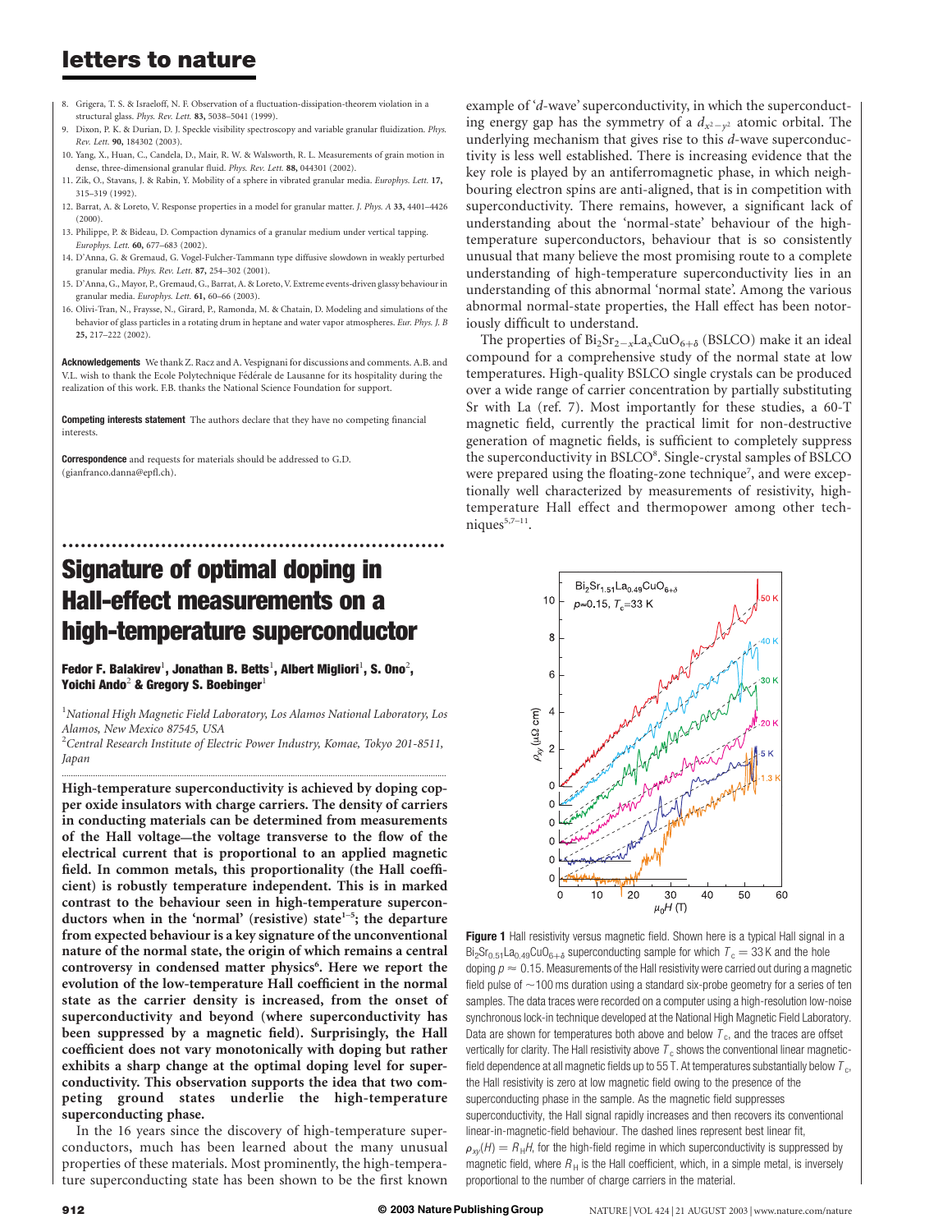8. Grigera, T. S. & Israeloff, N. F. Observation of a fluctuation-dissipation-theorem violation in a structural glass. *Phys. Rev. Lett.* **83,** 5038–5041 (1999).
9. Dixon, P. K. & Durian, D. J. Speckle visibility spectroscopy and variable granular fluidization. *Phys. Rev. Lett.* **90,** 184302 (2003).
10. Yang, X., Huan, C., Candela, D., Mair, R. W. & Walsworth, R. L. Measurements of grain motion in dense, three-dimensional granular fluid. *Phys. Rev. Lett.* **88,** 044301 (2002).
11. Zik, O., Stavans, J. & Rabin, Y. Mobility of a sphere in vibrated granular media. *Europhys. Lett.* **17,** 315–319 (1992).
12. Barrat, A. & Loreto, V. Response properties in a model for granular matter. *J. Phys. A* **33,** 4401–4426 (2000).
13. Philippe, P. & Bideau, D. Compaction dynamics of a granular medium under vertical tapping. *Europhys. Lett.* **60,** 677–683 (2002).
14. D'Anna, G. & Gremaud, G. Vogel-Fulcher-Tammann type diffusive slowdown in weakly perturbed granular media. *Phys. Rev. Lett.* **87,** 254–302 (2001).
15. D'Anna, G., Mayor, P., Gremaud, G., Barrat, A. & Loreto, V. Extreme events-driven glassy behaviour in granular media. *Europhys. Lett.* **61,** 60–66 (2003).
16. Olivi-Tran, N., Fraysse, N., Girard, P., Ramonda, M. & Chatain, D. Modeling and simulations of the behavior of glass particles in a rotating drum in heptane and water vapor atmospheres. *Eur. Phys. J. B* **25,** 217–222 (2002).

**Acknowledgements** We thank Z. Racz and A. Vespignani for discussions and comments. A.B. and V.L. wish to thank the Ecole Polytechnique Fédérale de Lausanne for its hospitality during the realization of this work. F.B. thanks the National Science Foundation for support.

**Competing interests statement** The authors declare that they have no competing financial interests.

**Correspondence** and requests for materials should be addressed to G.D. (gianfranco.danna@epfl.ch).

# Signature of optimal doping in Hall-effect measurements on a high-temperature superconductor

**Fedor F. Balakirev[1], Jonathan B. Betts[1], Albert Migliori[1], S. Ono[2], Yoichi Ando[2] & Gregory S. Boebinger[1]**

[1] *National High Magnetic Field Laboratory, Los Alamos National Laboratory, Los Alamos, New Mexico 87545, USA*

[2] *Central Research Institute of Electric Power Industry, Komae, Tokyo 201-8511, Japan*

**High-temperature superconductivity is achieved by doping copper oxide insulators with charge carriers. The density of carriers in conducting materials can be determined from measurements of the Hall voltage—the voltage transverse to the flow of the electrical current that is proportional to an applied magnetic field. In common metals, this proportionality (the Hall coefficient) is robustly temperature independent. This is in marked contrast to the behaviour seen in high-temperature superconductors when in the 'normal' (resistive) state[1–5]; the departure from expected behaviour is a key signature of the unconventional nature of the normal state, the origin of which remains a central controversy in condensed matter physics[6]. Here we report the evolution of the low-temperature Hall coefficient in the normal state as the carrier density is increased, from the onset of superconductivity and beyond (where superconductivity has been suppressed by a magnetic field). Surprisingly, the Hall coefficient does not vary monotonically with doping but rather exhibits a sharp change at the optimal doping level for superconductivity. This observation supports the idea that two competing ground states underlie the high-temperature superconducting phase.**

In the 16 years since the discovery of high-temperature superconductors, much has been learned about the many unusual properties of these materials. Most prominently, the high-temperature superconducting state has been shown to be the first known example of '*d*-wave' superconductivity, in which the superconducting energy gap has the symmetry of a $d_{x^2-y^2}$ atomic orbital. The underlying mechanism that gives rise to this *d*-wave superconductivity is less well established. There is increasing evidence that the key role is played by an antiferromagnetic phase, in which neighbouring electron spins are anti-aligned, that is in competition with superconductivity. There remains, however, a significant lack of understanding about the 'normal-state' behaviour of the high-temperature superconductors, behaviour that is so consistently unusual that many believe the most promising route to a complete understanding of high-temperature superconductivity lies in an understanding of this abnormal 'normal state'. Among the various abnormal normal-state properties, the Hall effect has been notoriously difficult to understand.

The properties of $Bi_2Sr_{2-x}La_xCuO_{6+\delta}$ (BSLCO) make it an ideal compound for a comprehensive study of the normal state at low temperatures. High-quality BSLCO single crystals can be produced over a wide range of carrier concentration by partially substituting Sr with La (ref. 7). Most importantly for these studies, a 60-T magnetic field, currently the practical limit for non-destructive generation of magnetic fields, is sufficient to completely suppress the superconductivity in BSLCO[8]. Single-crystal samples of BSLCO were prepared using the floating-zone technique[7], and were exceptionally well characterized by measurements of resistivity, high-temperature Hall effect and thermopower among other techniques[5,7–11].

$Bi_2Sr_{1.51}La_{0.49}CuO_{6+\delta}$

$p$≈0.15, $T_c$=33 K

50 K
40 K
30 K
20 K
5 K
1.3 K

$\rho_{xy}$ (μΩ cm)

10
8
6
4
2
0
0
0
0
0
0

0 10 20 30 40 50 60

$\mu_0 H$ (T)

**Figure 1** Hall resistivity versus magnetic field. Shown here is a typical Hall signal in a $Bi_2Sr_{0.51}La_{0.49}CuO_{6+\delta}$ superconducting sample for which $T_c = 33$ K and the hole doping $p \approx 0.15$. Measurements of the Hall resistivity were carried out during a magnetic field pulse of ~100 ms duration using a standard six-probe geometry for a series of ten samples. The data traces were recorded on a computer using a high-resolution low-noise synchronous lock-in technique developed at the National High Magnetic Field Laboratory. Data are shown for temperatures both above and below $T_c$, and the traces are offset vertically for clarity. The Hall resistivity above $T_c$ shows the conventional linear magnetic-field dependence at all magnetic fields up to 55 T. At temperatures substantially below $T_c$, the Hall resistivity is zero at low magnetic field owing to the presence of the superconducting phase in the sample. As the magnetic field suppresses superconductivity, the Hall signal rapidly increases and then recovers its conventional linear-in-magnetic-field behaviour. The dashed lines represent best linear fit, $\rho_{xy}(H) = R_H H$, for the high-field regime in which superconductivity is suppressed by magnetic field, where $R_H$ is the Hall coefficient, which, in a simple metal, is inversely proportional to the number of charge carriers in the material.